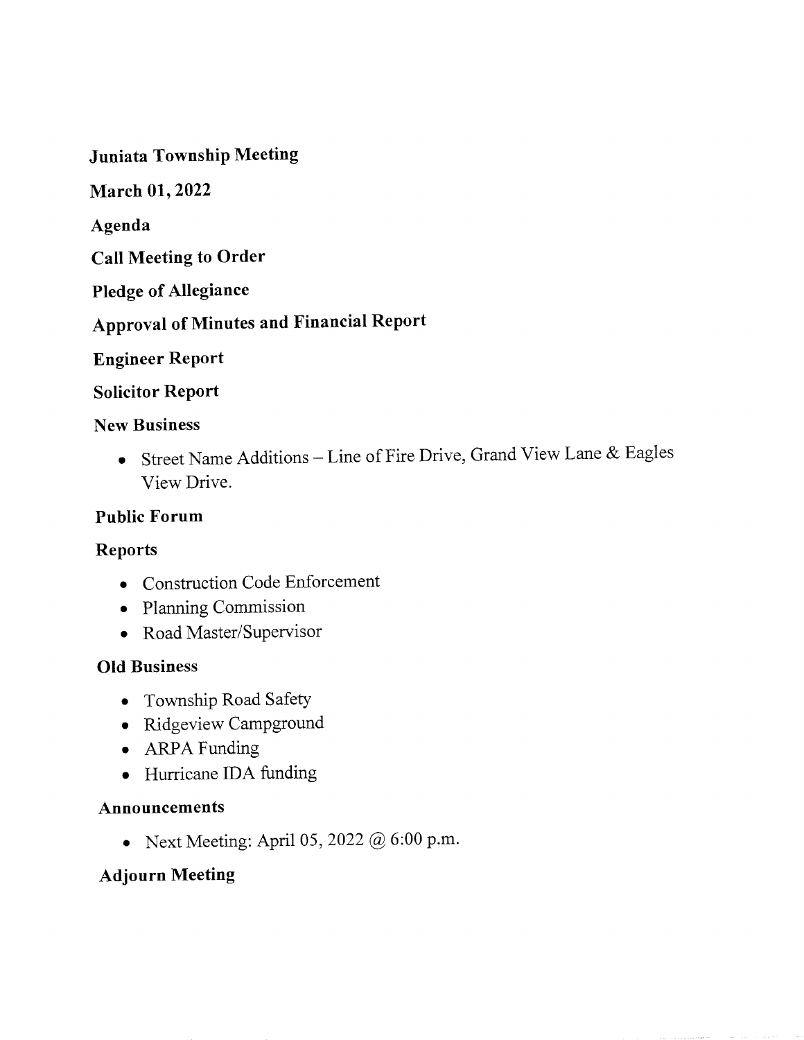**Juniata Township Meeting**

**March 01, 2022**

**Agenda**

**Call Meeting to Order**

**Pledge of Allegiance**

**Approval of Minutes and Financial Report**

**Engineer Report**

**Solicitor Report**

**New Business**

- Street Name Additions – Line of Fire Drive, Grand View Lane & Eagles View Drive.

**Public Forum**

**Reports**

- Construction Code Enforcement
- Planning Commission
- Road Master/Supervisor

**Old Business**

- Township Road Safety
- Ridgeview Campground
- ARPA Funding
- Hurricane IDA funding

**Announcements**

- Next Meeting: April 05, 2022 @ 6:00 p.m.

**Adjourn Meeting**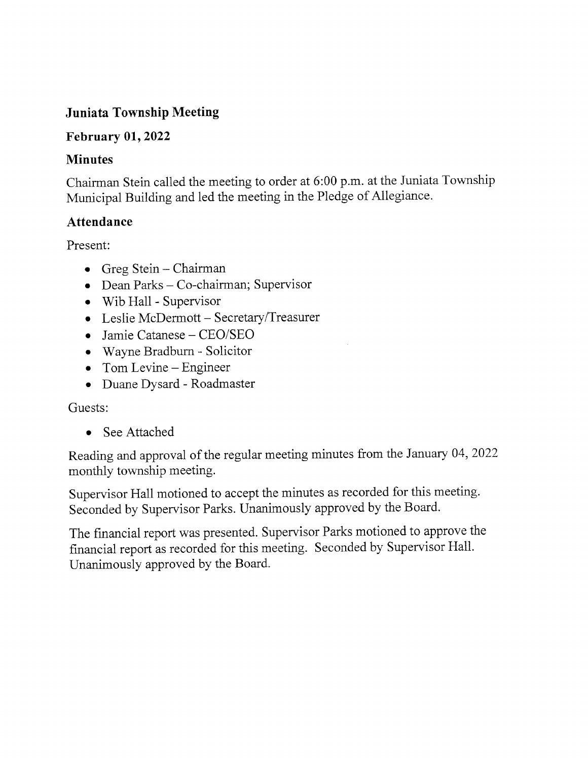## Juniata Township Meeting

### February 01, 2022

### Minutes

Chairman Stein called the meeting to order at 6:00 p.m. at the Juniata Township Municipal Building and led the meeting in the Pledge of Allegiance.

### Attendance

Present:

- Greg Stein – Chairman
- Dean Parks – Co-chairman; Supervisor
- Wib Hall - Supervisor
- Leslie McDermott – Secretary/Treasurer
- Jamie Catanese – CEO/SEO
- Wayne Bradburn - Solicitor
- Tom Levine – Engineer
- Duane Dysard - Roadmaster

Guests:

- See Attached

Reading and approval of the regular meeting minutes from the January 04, 2022 monthly township meeting.

Supervisor Hall motioned to accept the minutes as recorded for this meeting. Seconded by Supervisor Parks. Unanimously approved by the Board.

The financial report was presented. Supervisor Parks motioned to approve the financial report as recorded for this meeting. Seconded by Supervisor Hall. Unanimously approved by the Board.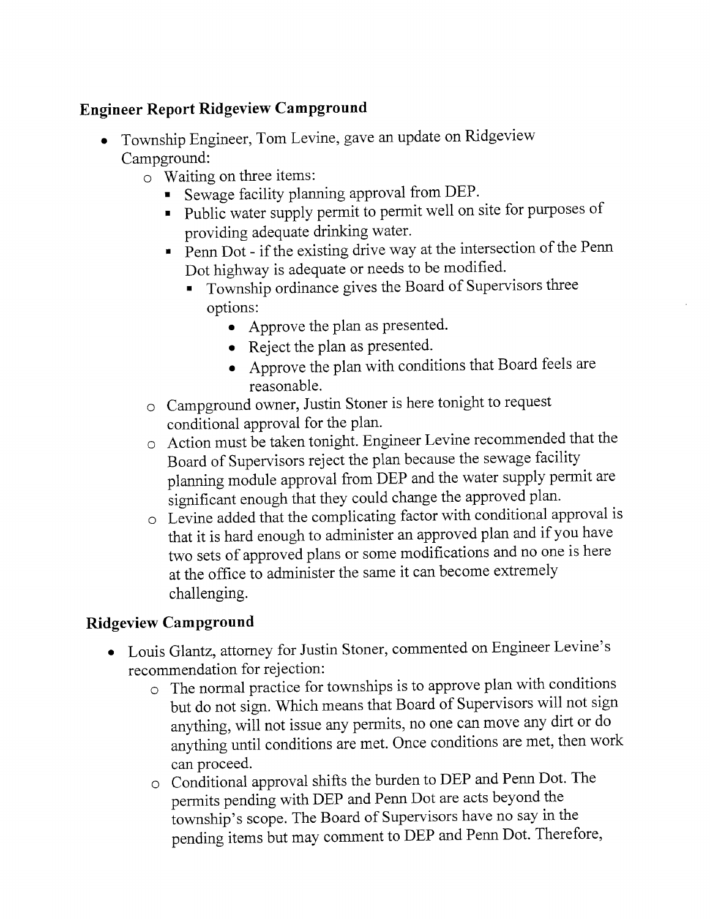## Engineer Report Ridgeview Campground

- Township Engineer, Tom Levine, gave an update on Ridgeview Campground:
  - Waiting on three items:
    - Sewage facility planning approval from DEP.
    - Public water supply permit to permit well on site for purposes of providing adequate drinking water.
    - Penn Dot - if the existing drive way at the intersection of the Penn Dot highway is adequate or needs to be modified.
      - Township ordinance gives the Board of Supervisors three options:
        - Approve the plan as presented.
        - Reject the plan as presented.
        - Approve the plan with conditions that Board feels are reasonable.
  - Campground owner, Justin Stoner is here tonight to request conditional approval for the plan.
  - Action must be taken tonight. Engineer Levine recommended that the Board of Supervisors reject the plan because the sewage facility planning module approval from DEP and the water supply permit are significant enough that they could change the approved plan.
  - Levine added that the complicating factor with conditional approval is that it is hard enough to administer an approved plan and if you have two sets of approved plans or some modifications and no one is here at the office to administer the same it can become extremely challenging.

## Ridgeview Campground

- Louis Glantz, attorney for Justin Stoner, commented on Engineer Levine's recommendation for rejection:
  - The normal practice for townships is to approve plan with conditions but do not sign. Which means that Board of Supervisors will not sign anything, will not issue any permits, no one can move any dirt or do anything until conditions are met. Once conditions are met, then work can proceed.
  - Conditional approval shifts the burden to DEP and Penn Dot. The permits pending with DEP and Penn Dot are acts beyond the township's scope. The Board of Supervisors have no say in the pending items but may comment to DEP and Penn Dot. Therefore,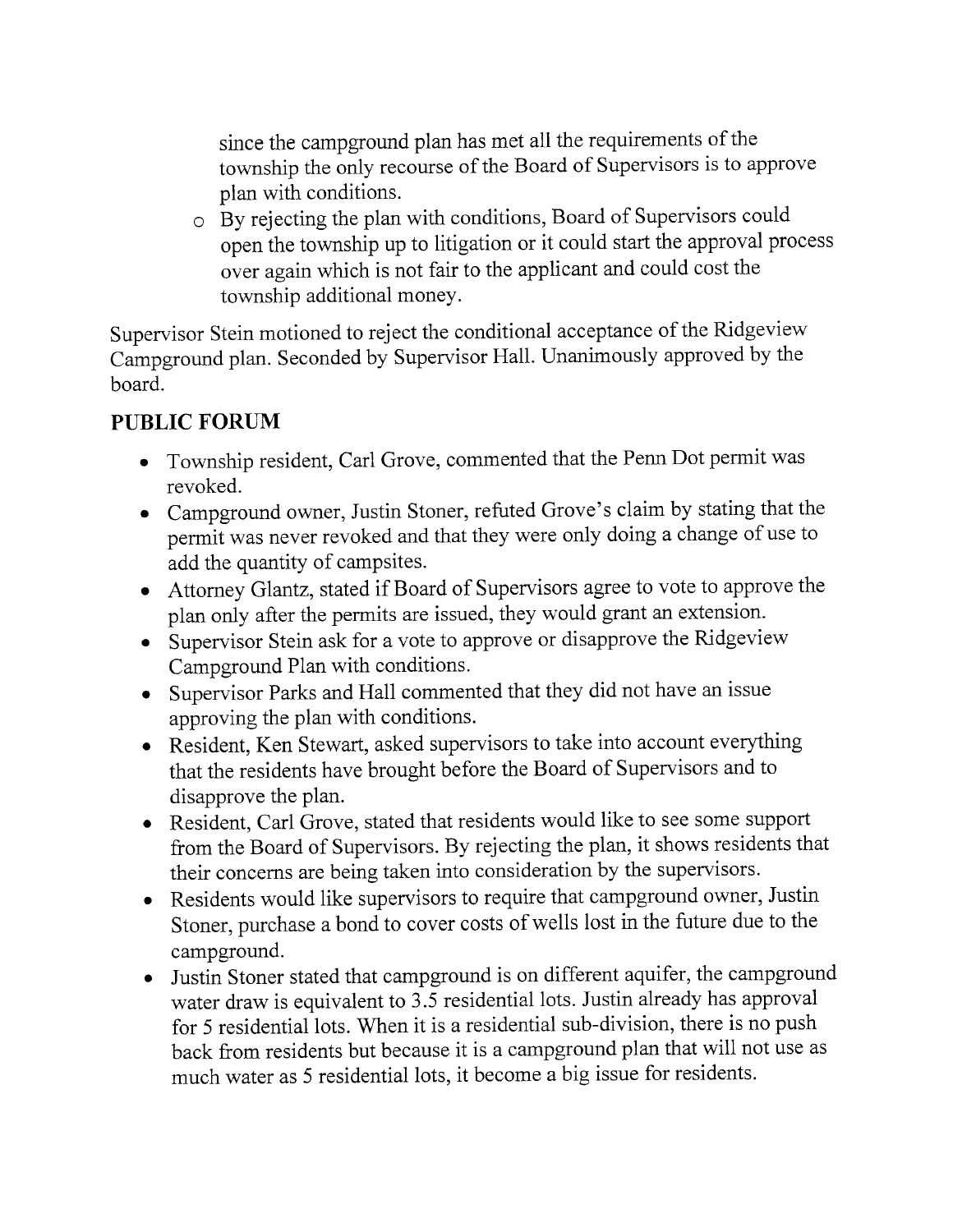- since the campground plan has met all the requirements of the township the only recourse of the Board of Supervisors is to approve plan with conditions.
  - By rejecting the plan with conditions, Board of Supervisors could open the township up to litigation or it could start the approval process over again which is not fair to the applicant and could cost the township additional money.

Supervisor Stein motioned to reject the conditional acceptance of the Ridgeview Campground plan. Seconded by Supervisor Hall. Unanimously approved by the board.

## PUBLIC FORUM

- Township resident, Carl Grove, commented that the Penn Dot permit was revoked.
- Campground owner, Justin Stoner, refuted Grove's claim by stating that the permit was never revoked and that they were only doing a change of use to add the quantity of campsites.
- Attorney Glantz, stated if Board of Supervisors agree to vote to approve the plan only after the permits are issued, they would grant an extension.
- Supervisor Stein ask for a vote to approve or disapprove the Ridgeview Campground Plan with conditions.
- Supervisor Parks and Hall commented that they did not have an issue approving the plan with conditions.
- Resident, Ken Stewart, asked supervisors to take into account everything that the residents have brought before the Board of Supervisors and to disapprove the plan.
- Resident, Carl Grove, stated that residents would like to see some support from the Board of Supervisors. By rejecting the plan, it shows residents that their concerns are being taken into consideration by the supervisors.
- Residents would like supervisors to require that campground owner, Justin Stoner, purchase a bond to cover costs of wells lost in the future due to the campground.
- Justin Stoner stated that campground is on different aquifer, the campground water draw is equivalent to 3.5 residential lots. Justin already has approval for 5 residential lots. When it is a residential sub-division, there is no push back from residents but because it is a campground plan that will not use as much water as 5 residential lots, it become a big issue for residents.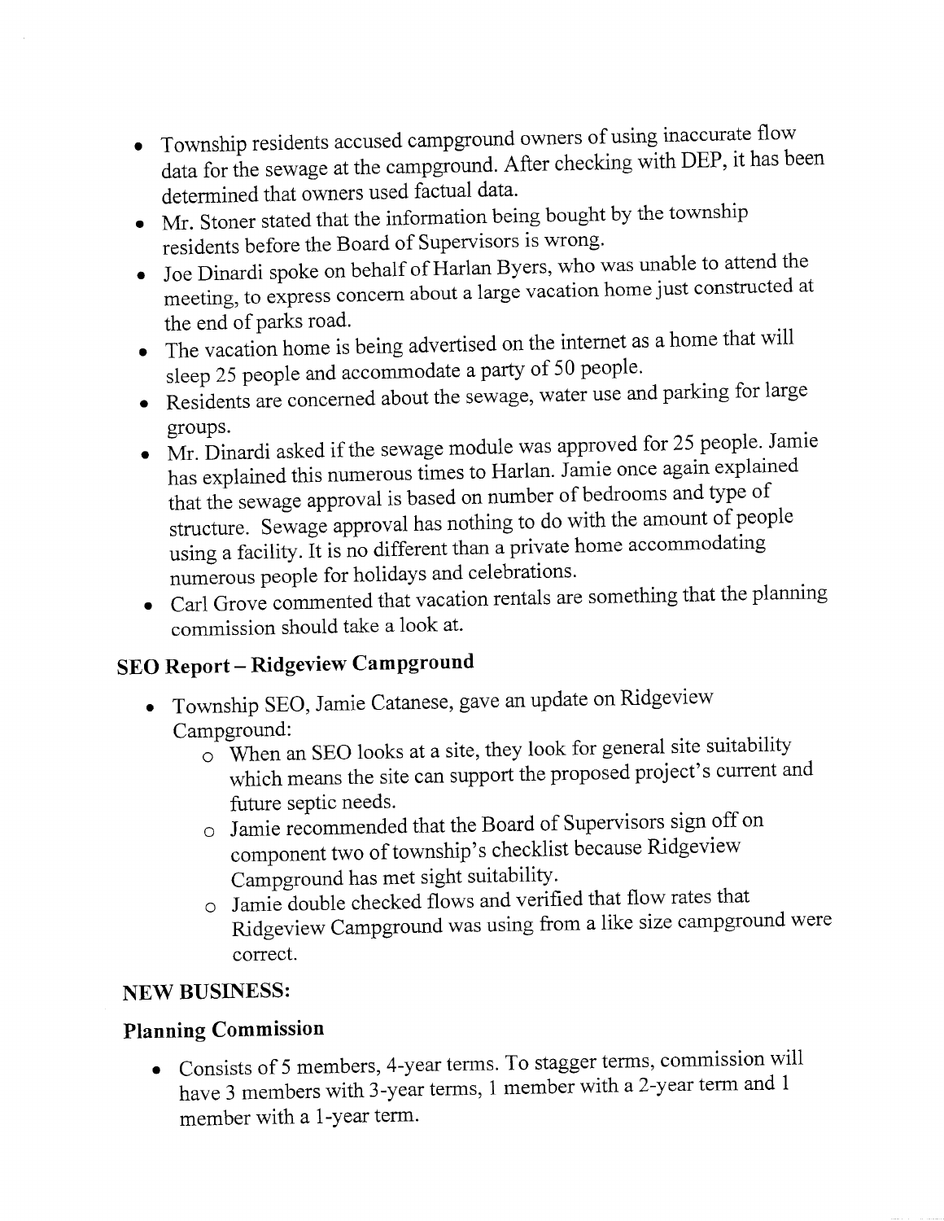- Township residents accused campground owners of using inaccurate flow data for the sewage at the campground. After checking with DEP, it has been determined that owners used factual data.
- Mr. Stoner stated that the information being bought by the township residents before the Board of Supervisors is wrong.
- Joe Dinardi spoke on behalf of Harlan Byers, who was unable to attend the meeting, to express concern about a large vacation home just constructed at the end of parks road.
- The vacation home is being advertised on the internet as a home that will sleep 25 people and accommodate a party of 50 people.
- Residents are concerned about the sewage, water use and parking for large groups.
- Mr. Dinardi asked if the sewage module was approved for 25 people. Jamie has explained this numerous times to Harlan. Jamie once again explained that the sewage approval is based on number of bedrooms and type of structure. Sewage approval has nothing to do with the amount of people using a facility. It is no different than a private home accommodating numerous people for holidays and celebrations.
- Carl Grove commented that vacation rentals are something that the planning commission should take a look at.

## SEO Report – Ridgeview Campground

- Township SEO, Jamie Catanese, gave an update on Ridgeview Campground:
  - When an SEO looks at a site, they look for general site suitability which means the site can support the proposed project's current and future septic needs.
  - Jamie recommended that the Board of Supervisors sign off on component two of township's checklist because Ridgeview Campground has met sight suitability.
  - Jamie double checked flows and verified that flow rates that Ridgeview Campground was using from a like size campground were correct.

## NEW BUSINESS:

### Planning Commission

- Consists of 5 members, 4-year terms. To stagger terms, commission will have 3 members with 3-year terms, 1 member with a 2-year term and 1 member with a 1-year term.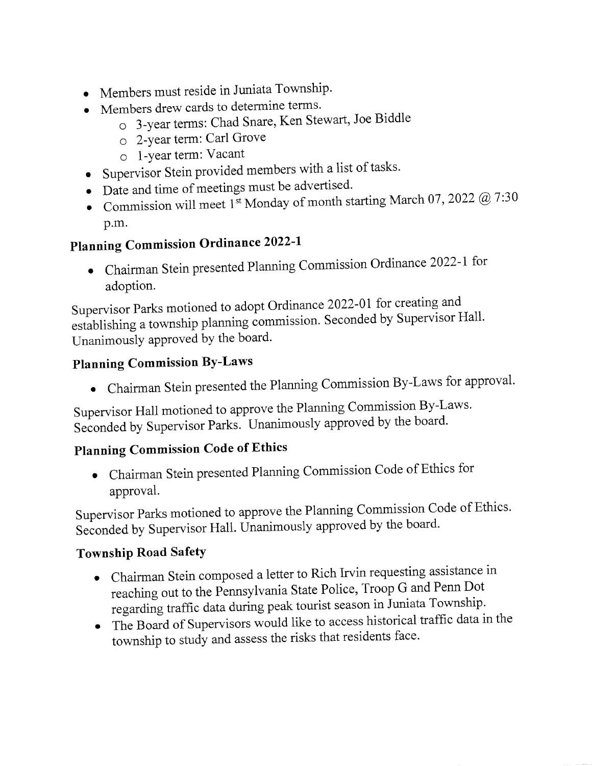- Members must reside in Juniata Township.
- Members drew cards to determine terms.
  - 3-year terms: Chad Snare, Ken Stewart, Joe Biddle
  - 2-year term: Carl Grove
  - 1-year term: Vacant
- Supervisor Stein provided members with a list of tasks.
- Date and time of meetings must be advertised.
- Commission will meet 1st Monday of month starting March 07, 2022 @ 7:30 p.m.

## Planning Commission Ordinance 2022-1

- Chairman Stein presented Planning Commission Ordinance 2022-1 for adoption.

Supervisor Parks motioned to adopt Ordinance 2022-01 for creating and establishing a township planning commission. Seconded by Supervisor Hall. Unanimously approved by the board.

## Planning Commission By-Laws

- Chairman Stein presented the Planning Commission By-Laws for approval.

Supervisor Hall motioned to approve the Planning Commission By-Laws. Seconded by Supervisor Parks. Unanimously approved by the board.

## Planning Commission Code of Ethics

- Chairman Stein presented Planning Commission Code of Ethics for approval.

Supervisor Parks motioned to approve the Planning Commission Code of Ethics. Seconded by Supervisor Hall. Unanimously approved by the board.

## Township Road Safety

- Chairman Stein composed a letter to Rich Irvin requesting assistance in reaching out to the Pennsylvania State Police, Troop G and Penn Dot regarding traffic data during peak tourist season in Juniata Township.
- The Board of Supervisors would like to access historical traffic data in the township to study and assess the risks that residents face.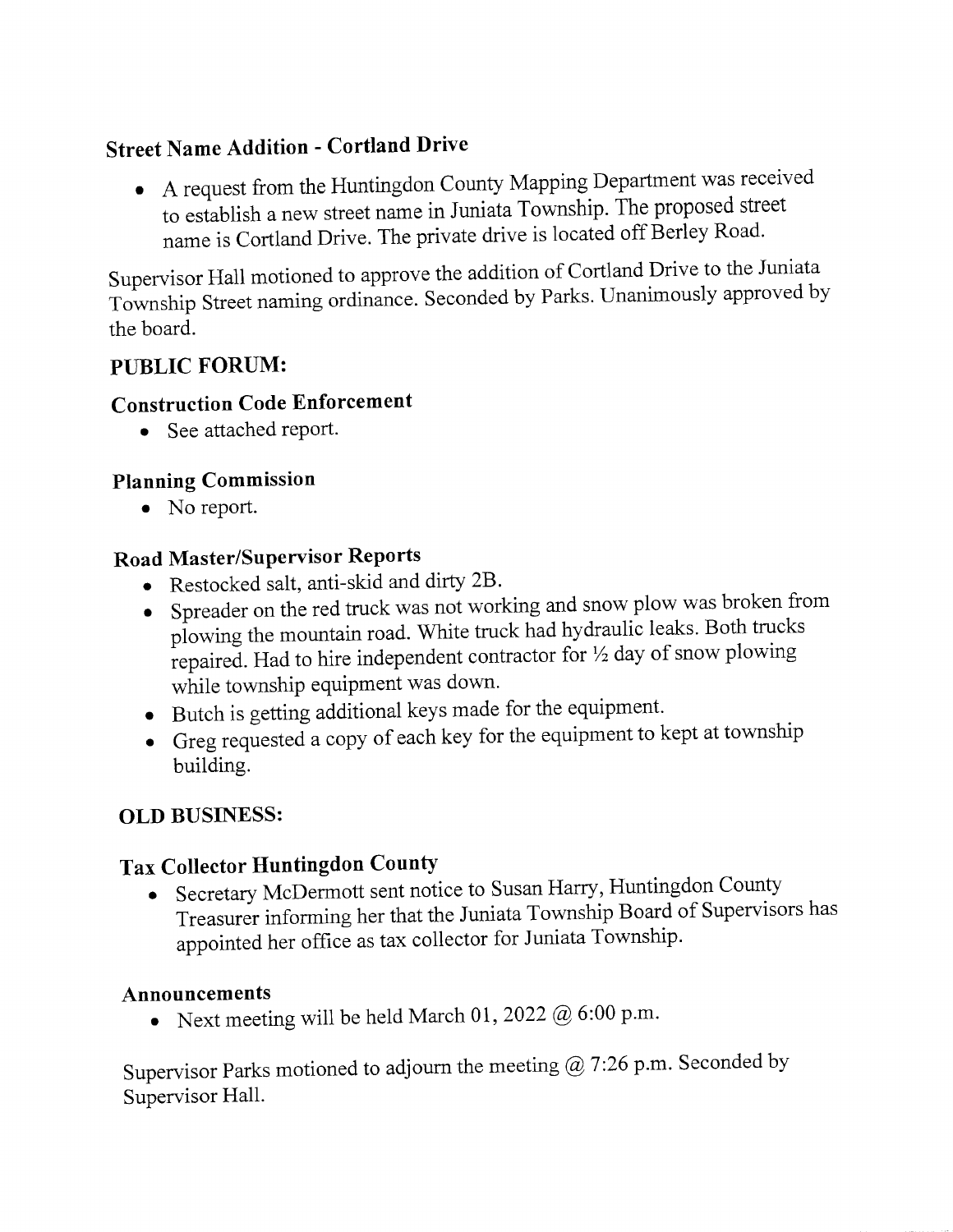## Street Name Addition - Cortland Drive

- A request from the Huntingdon County Mapping Department was received to establish a new street name in Juniata Township. The proposed street name is Cortland Drive. The private drive is located off Berley Road.

Supervisor Hall motioned to approve the addition of Cortland Drive to the Juniata Township Street naming ordinance. Seconded by Parks. Unanimously approved by the board.

## PUBLIC FORUM:

### Construction Code Enforcement

- See attached report.

### Planning Commission

- No report.

### Road Master/Supervisor Reports

- Restocked salt, anti-skid and dirty 2B.
- Spreader on the red truck was not working and snow plow was broken from plowing the mountain road. White truck had hydraulic leaks. Both trucks repaired. Had to hire independent contractor for ½ day of snow plowing while township equipment was down.
- Butch is getting additional keys made for the equipment.
- Greg requested a copy of each key for the equipment to kept at township building.

## OLD BUSINESS:

### Tax Collector Huntingdon County

- Secretary McDermott sent notice to Susan Harry, Huntingdon County Treasurer informing her that the Juniata Township Board of Supervisors has appointed her office as tax collector for Juniata Township.

### Announcements

- Next meeting will be held March 01, 2022 @ 6:00 p.m.

Supervisor Parks motioned to adjourn the meeting @ 7:26 p.m. Seconded by Supervisor Hall.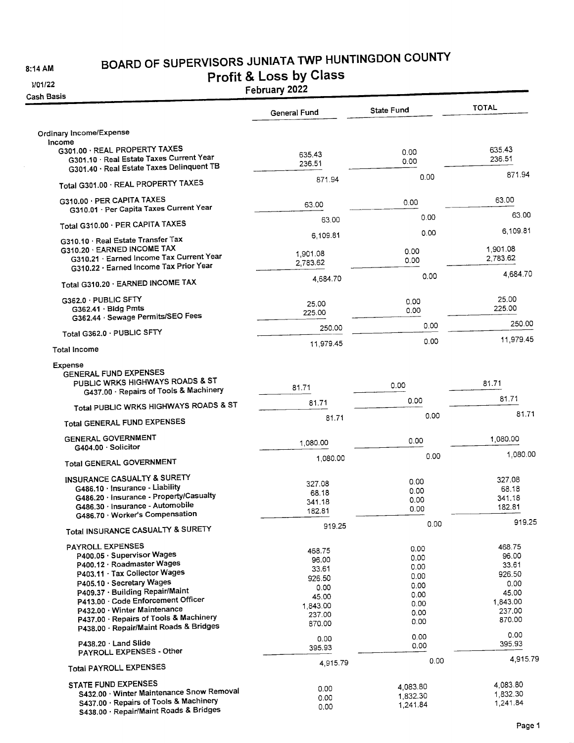# BOARD OF SUPERVISORS JUNIATA TWP HUNTINGDON COUNTY

## Profit & Loss by Class

February 2022

8:14 AM
3/01/22
Cash Basis

| | General Fund | State Fund | TOTAL |
|---|---|---|---|
| **Ordinary Income/Expense** | | | |
| **Income** | | | |
| G301.00 · REAL PROPERTY TAXES | | | |
| G301.10 · Real Estate Taxes Current Year | 635.43 | 0.00 | 635.43 |
| G301.40 · Real Estate Taxes Delinquent TB | 236.51 | 0.00 | 236.51 |
| Total G301.00 · REAL PROPERTY TAXES | 871.94 | 0.00 | 871.94 |
| G310.00 · PER CAPITA TAXES | | | |
| G310.01 · Per Capita Taxes Current Year | 63.00 | 0.00 | 63.00 |
| Total G310.00 · PER CAPITA TAXES | 63.00 | 0.00 | 63.00 |
| G310.10 · Real Estate Transfer Tax | 6,109.81 | 0.00 | 6,109.81 |
| G310.20 · EARNED INCOME TAX | | | |
| G310.21 · Earned Income Tax Current Year | 1,901.08 | 0.00 | 1,901.08 |
| G310.22 · Earned Income Tax Prior Year | 2,783.62 | 0.00 | 2,783.62 |
| Total G310.20 · EARNED INCOME TAX | 4,684.70 | 0.00 | 4,684.70 |
| G362.0 · PUBLIC SFTY | | | |
| G362.41 · Bldg Pmts | 25.00 | 0.00 | 25.00 |
| G362.44 · Sewage Permits/SEO Fees | 225.00 | 0.00 | 225.00 |
| Total G362.0 · PUBLIC SFTY | 250.00 | 0.00 | 250.00 |
| **Total Income** | 11,979.45 | 0.00 | 11,979.45 |
| **Expense** | | | |
| GENERAL FUND EXPENSES | | | |
| PUBLIC WRKS HIGHWAYS ROADS & ST | | | |
| G437.00 · Repairs of Tools & Machinery | 81.71 | 0.00 | 81.71 |
| Total PUBLIC WRKS HIGHWAYS ROADS & ST | 81.71 | 0.00 | 81.71 |
| Total GENERAL FUND EXPENSES | 81.71 | 0.00 | 81.71 |
| GENERAL GOVERNMENT | | | |
| G404.00 · Solicitor | 1,080.00 | 0.00 | 1,080.00 |
| Total GENERAL GOVERNMENT | 1,080.00 | 0.00 | 1,080.00 |
| INSURANCE CASUALTY & SURETY | | | |
| G486.10 · Insurance - Liability | 327.08 | 0.00 | 327.08 |
| G486.20 · Insurance - Property/Casualty | 68.18 | 0.00 | 68.18 |
| G486.30 · Insurance - Automobile | 341.18 | 0.00 | 341.18 |
| G486.70 · Worker's Compensation | 182.81 | 0.00 | 182.81 |
| Total INSURANCE CASUALTY & SURETY | 919.25 | 0.00 | 919.25 |
| PAYROLL EXPENSES | | | |
| P400.05 · Supervisor Wages | 468.75 | 0.00 | 468.75 |
| P400.12 · Roadmaster Wages | 96.00 | 0.00 | 96.00 |
| P403.11 · Tax Collector Wages | 33.61 | 0.00 | 33.61 |
| P405.10 · Secretary Wages | 926.50 | 0.00 | 926.50 |
| P409.37 · Building Repair/Maint | 0.00 | 0.00 | 0.00 |
| P413.00 · Code Enforcement Officer | 45.00 | 0.00 | 45.00 |
| P432.00 · Winter Maintenance | 1,843.00 | 0.00 | 1,843.00 |
| P437.00 · Repairs of Tools & Machinery | 237.00 | 0.00 | 237.00 |
| P438.00 · Repair/Maint Roads & Bridges | 870.00 | 0.00 | 870.00 |
| P438.20 · Land Slide | 0.00 | 0.00 | 0.00 |
| PAYROLL EXPENSES - Other | 395.93 | 0.00 | 395.93 |
| Total PAYROLL EXPENSES | 4,915.79 | 0.00 | 4,915.79 |
| STATE FUND EXPENSES | | | |
| S432.00 · Winter Maintenance Snow Removal | 0.00 | 4,083.80 | 4,083.80 |
| S437.00 · Repairs of Tools & Machinery | 0.00 | 1,832.30 | 1,832.30 |
| S438.00 · Repair/Maint Roads & Bridges | 0.00 | 1,241.84 | 1,241.84 |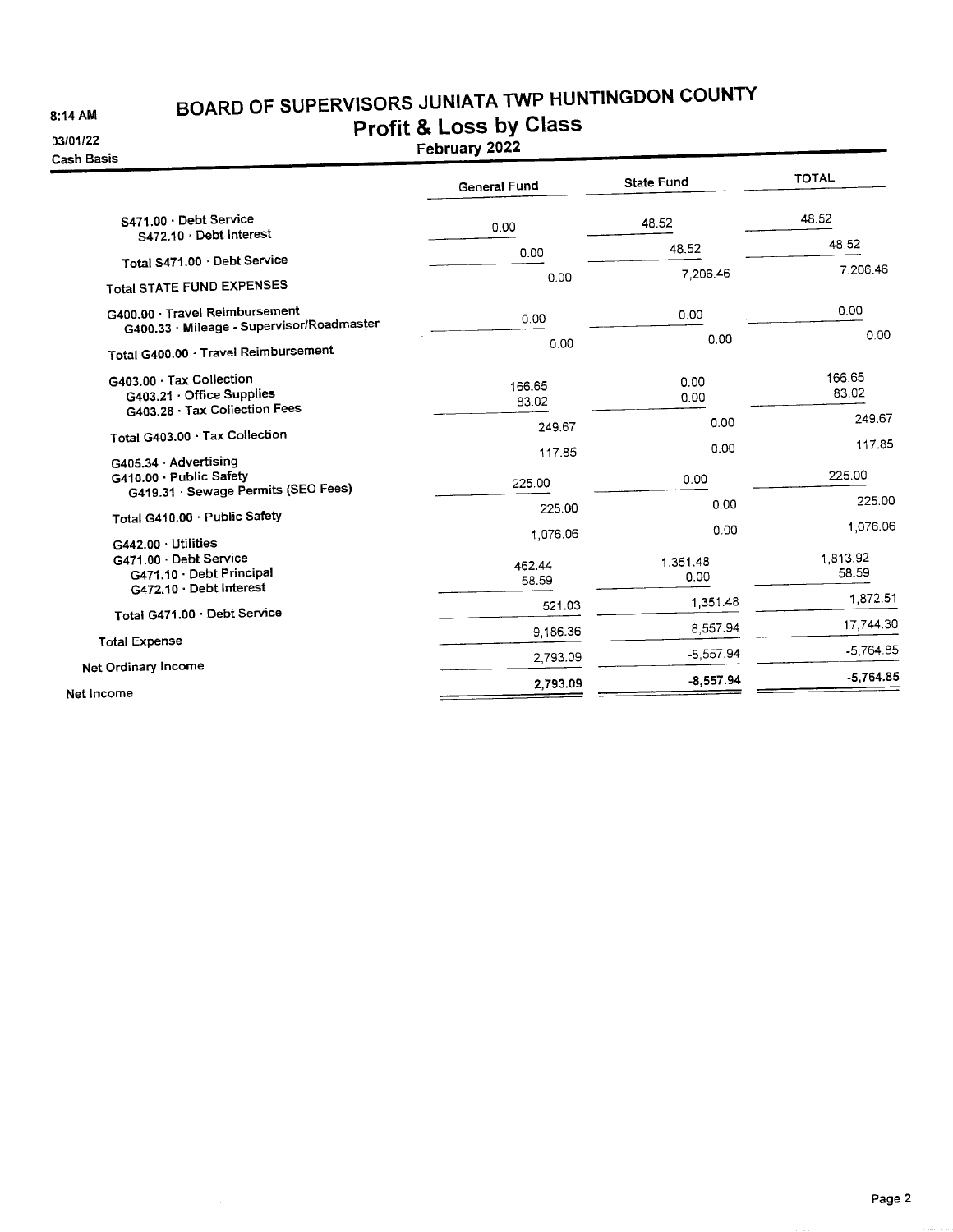8:14 AM

03/01/22

Cash Basis

# BOARD OF SUPERVISORS JUNIATA TWP HUNTINGDON COUNTY

## Profit & Loss by Class

### February 2022

| | General Fund | State Fund | TOTAL |
|---|---|---|---|
| S471.00 · Debt Service | | | |
| S472.10 · Debt Interest | 0.00 | 48.52 | 48.52 |
| Total S471.00 · Debt Service | 0.00 | 48.52 | 48.52 |
| Total STATE FUND EXPENSES | 0.00 | 7,206.46 | 7,206.46 |
| G400.00 · Travel Reimbursement | | | |
| G400.33 · Mileage - Supervisor/Roadmaster | 0.00 | 0.00 | 0.00 |
| Total G400.00 · Travel Reimbursement | 0.00 | 0.00 | 0.00 |
| G403.00 · Tax Collection | | | |
| G403.21 · Office Supplies | 166.65 | 0.00 | 166.65 |
| G403.28 · Tax Collection Fees | 83.02 | 0.00 | 83.02 |
| Total G403.00 · Tax Collection | 249.67 | 0.00 | 249.67 |
| G405.34 · Advertising | 117.85 | 0.00 | 117.85 |
| G410.00 · Public Safety | | | |
| G419.31 · Sewage Permits (SEO Fees) | 225.00 | 0.00 | 225.00 |
| Total G410.00 · Public Safety | 225.00 | 0.00 | 225.00 |
| G442.00 · Utilities | 1,076.06 | 0.00 | 1,076.06 |
| G471.00 · Debt Service | | | |
| G471.10 · Debt Principal | 462.44 | 1,351.48 | 1,813.92 |
| G472.10 · Debt Interest | 58.59 | 0.00 | 58.59 |
| Total G471.00 · Debt Service | 521.03 | 1,351.48 | 1,872.51 |
| Total Expense | 9,186.36 | 8,557.94 | 17,744.30 |
| Net Ordinary Income | 2,793.09 | -8,557.94 | -5,764.85 |
| **Net Income** | **2,793.09** | **-8,557.94** | **-5,764.85** |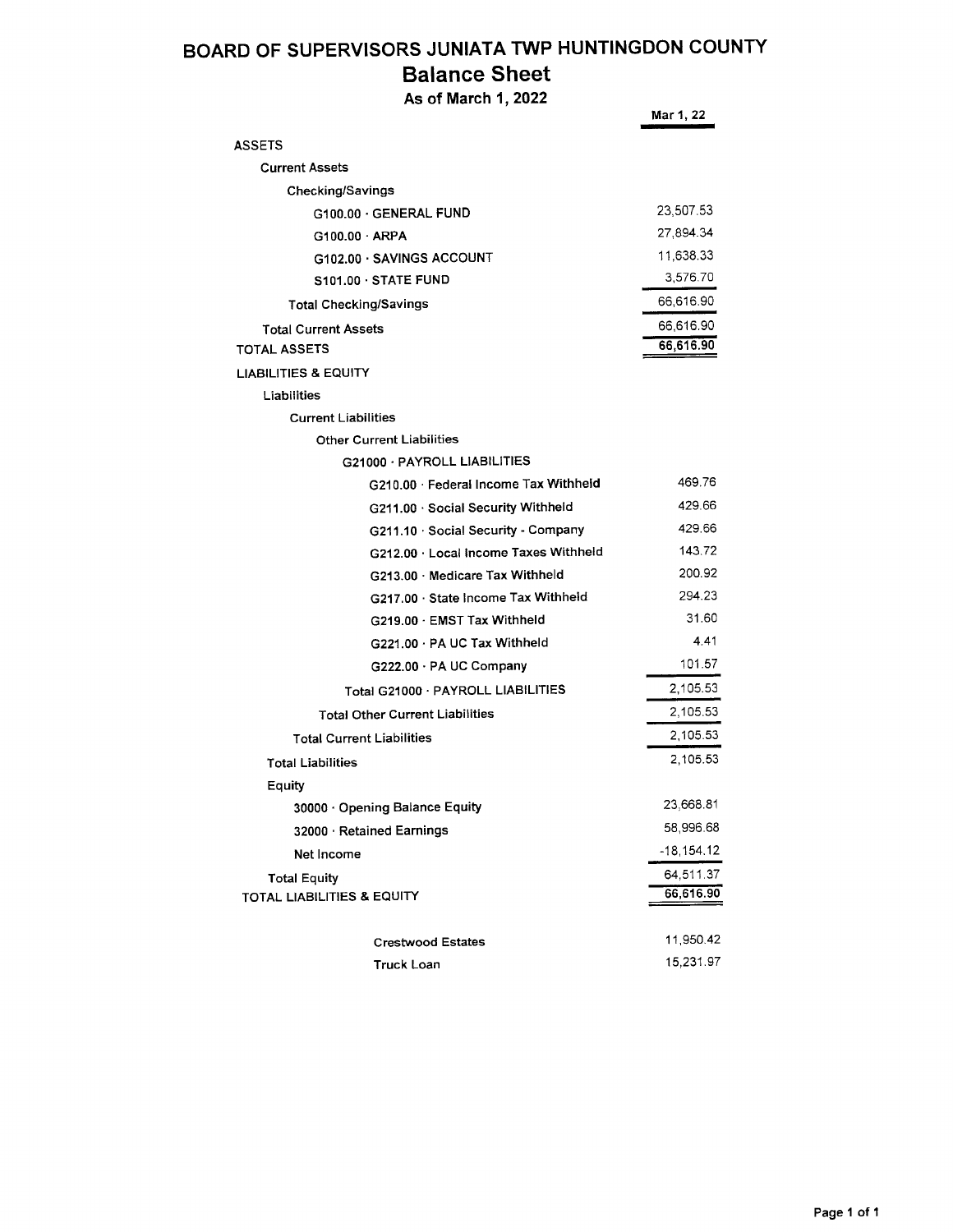# BOARD OF SUPERVISORS JUNIATA TWP HUNTINGDON COUNTY

## Balance Sheet

### As of March 1, 2022

| | Mar 1, 22 |
|---|---|
| ASSETS | |
| Current Assets | |
| Checking/Savings | |
| G100.00 · GENERAL FUND | 23,507.53 |
| G100.00 · ARPA | 27,894.34 |
| G102.00 · SAVINGS ACCOUNT | 11,638.33 |
| S101.00 · STATE FUND | 3,576.70 |
| Total Checking/Savings | 66,616.90 |
| Total Current Assets | 66,616.90 |
| TOTAL ASSETS | **66,616.90** |
| LIABILITIES & EQUITY | |
| Liabilities | |
| Current Liabilities | |
| Other Current Liabilities | |
| G21000 · PAYROLL LIABILITIES | |
| G210.00 · Federal Income Tax Withheld | 469.76 |
| G211.00 · Social Security Withheld | 429.66 |
| G211.10 · Social Security - Company | 429.66 |
| G212.00 · Local Income Taxes Withheld | 143.72 |
| G213.00 · Medicare Tax Withheld | 200.92 |
| G217.00 · State Income Tax Withheld | 294.23 |
| G219.00 · EMST Tax Withheld | 31.60 |
| G221.00 · PA UC Tax Withheld | 4.41 |
| G222.00 · PA UC Company | 101.57 |
| Total G21000 · PAYROLL LIABILITIES | 2,105.53 |
| Total Other Current Liabilities | 2,105.53 |
| Total Current Liabilities | 2,105.53 |
| Total Liabilities | 2,105.53 |
| Equity | |
| 30000 · Opening Balance Equity | 23,668.81 |
| 32000 · Retained Earnings | 58,996.68 |
| Net Income | -18,154.12 |
| Total Equity | 64,511.37 |
| TOTAL LIABILITIES & EQUITY | **66,616.90** |
| | |
| Crestwood Estates | 11,950.42 |
| Truck Loan | 15,231.97 |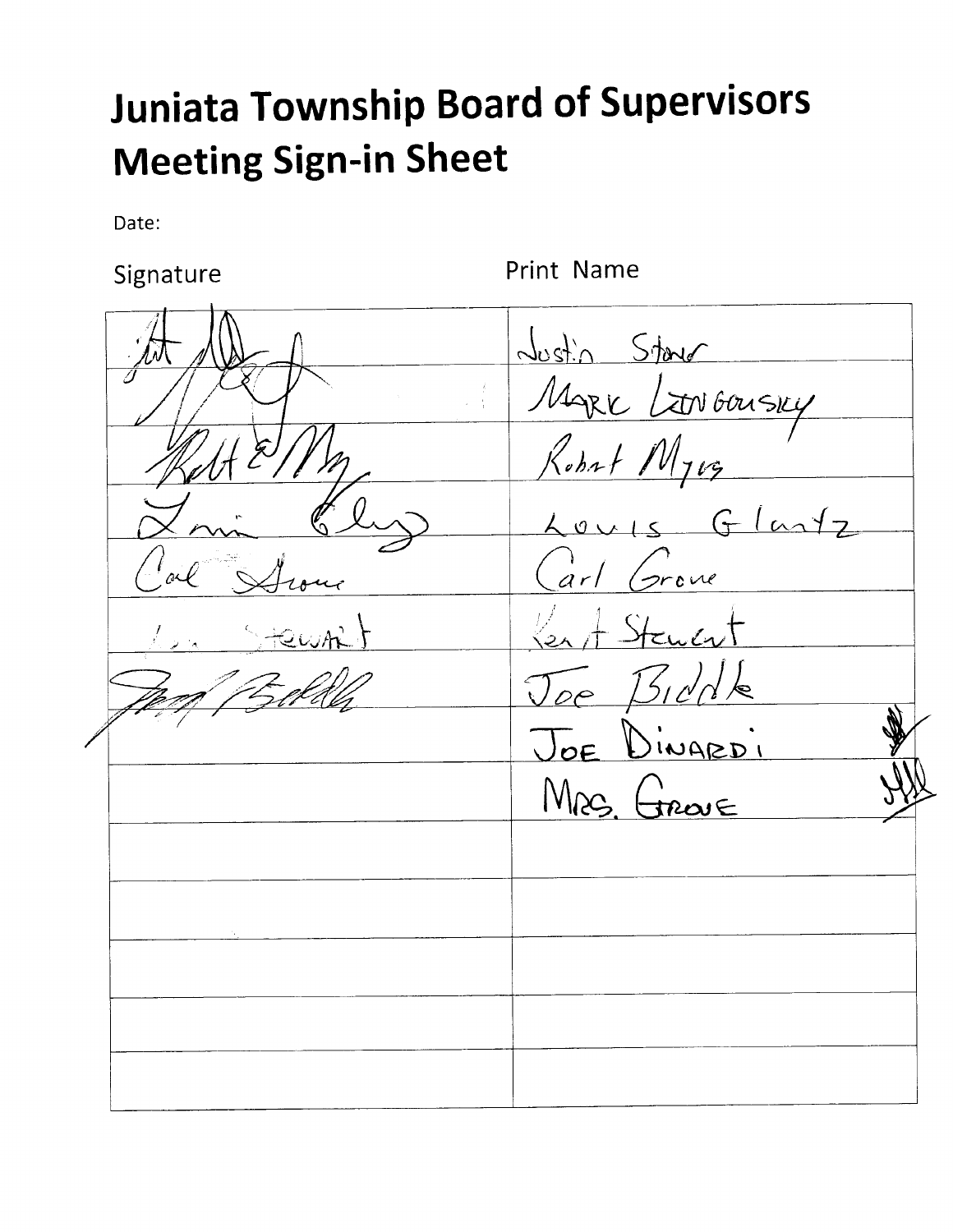# Juniata Township Board of Supervisors Meeting Sign-in Sheet

Date:

| Signature | Print Name |
|---|---|
| [signature] | Justin Stone |
| [signature] | Mark Lingousky |
| [signature] | Robert Myers |
| [signature] | Louis Glantz |
| Carl Grove | Carl Grove |
| Stewart | Kent Stewart |
| [signature] | Joe Biddle |
| | JOE DINARDI [signature] |
| | MRS. GROVE [signature] |
| | |
| | |
| | |
| | |
| | |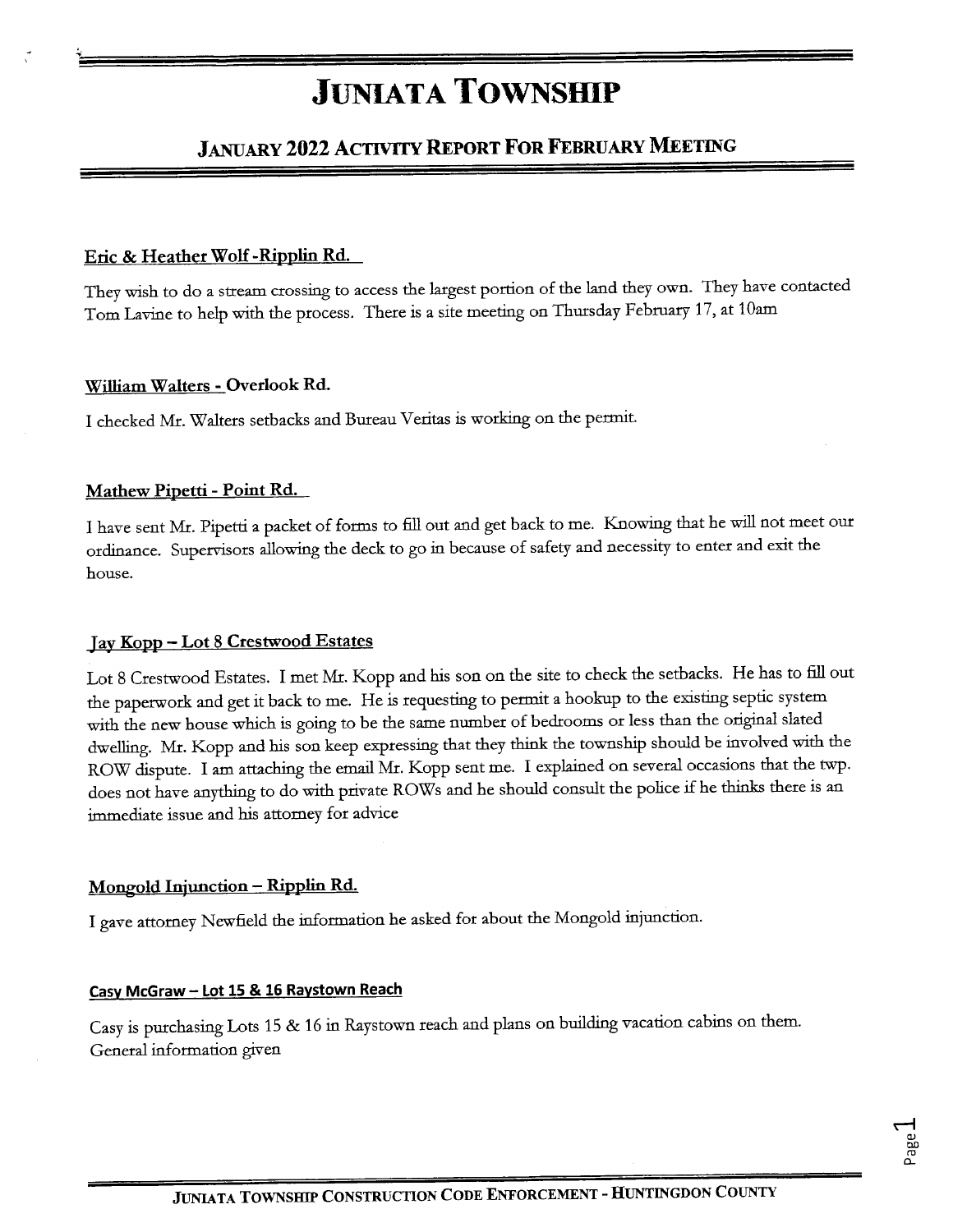# Juniata Township

## January 2022 Activity Report For February Meeting

**Eric & Heather Wolf -Ripplin Rd.**

They wish to do a stream crossing to access the largest portion of the land they own. They have contacted Tom Lavine to help with the process. There is a site meeting on Thursday February 17, at 10am

**William Walters - Overlook Rd.**

I checked Mr. Walters setbacks and Bureau Veritas is working on the permit.

**Mathew Pipetti - Point Rd.**

I have sent Mr. Pipetti a packet of forms to fill out and get back to me. Knowing that he will not meet our ordinance. Supervisors allowing the deck to go in because of safety and necessity to enter and exit the house.

**Jay Kopp – Lot 8 Crestwood Estates**

Lot 8 Crestwood Estates. I met Mr. Kopp and his son on the site to check the setbacks. He has to fill out the paperwork and get it back to me. He is requesting to permit a hookup to the existing septic system with the new house which is going to be the same number of bedrooms or less than the original slated dwelling. Mr. Kopp and his son keep expressing that they think the township should be involved with the ROW dispute. I am attaching the email Mr. Kopp sent me. I explained on several occasions that the twp. does not have anything to do with private ROWs and he should consult the police if he thinks there is an immediate issue and his attorney for advice

**Mongold Injunction – Ripplin Rd.**

I gave attorney Newfield the information he asked for about the Mongold injunction.

**Casy McGraw – Lot 15 & 16 Raystown Reach**

Casy is purchasing Lots 15 & 16 in Raystown reach and plans on building vacation cabins on them. General information given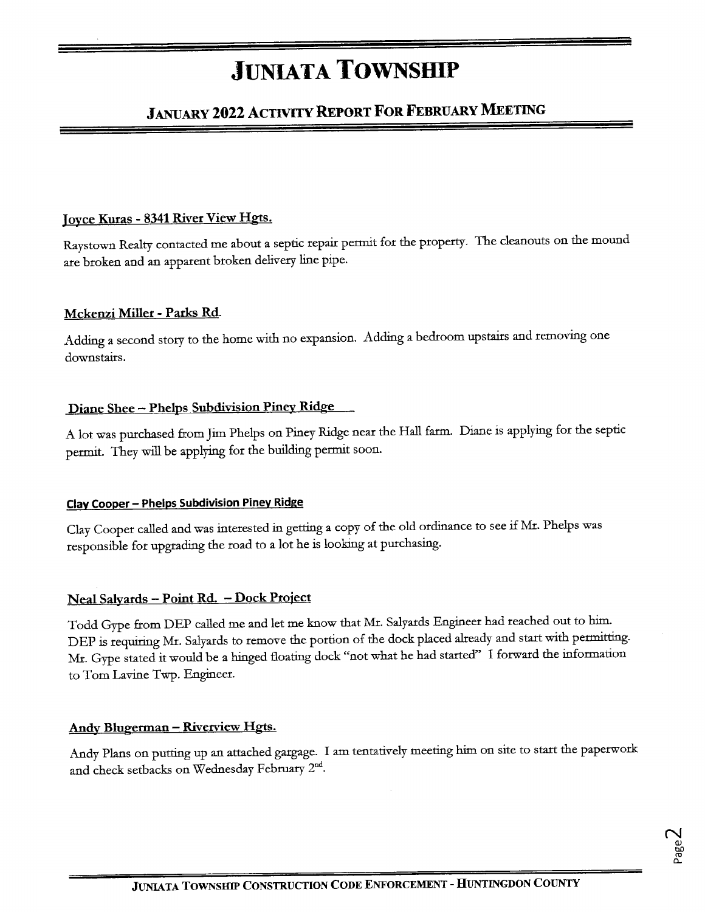// Juniata Township

## January 2022 Activity Report For February Meeting

**Joyce Kuras - 8341 River View Hgts.**

Raystown Realty contacted me about a septic repair permit for the property. The cleanouts on the mound are broken and an apparent broken delivery line pipe.

**Mckenzi Miller - Parks Rd.**

Adding a second story to the home with no expansion. Adding a bedroom upstairs and removing one downstairs.

**Diane Shee – Phelps Subdivision Piney Ridge**

A lot was purchased from Jim Phelps on Piney Ridge near the Hall farm. Diane is applying for the septic permit. They will be applying for the building permit soon.

**Clay Cooper – Phelps Subdivision Piney Ridge**

Clay Cooper called and was interested in getting a copy of the old ordinance to see if Mr. Phelps was responsible for upgrading the road to a lot he is looking at purchasing.

**Neal Salyards – Point Rd. – Dock Project**

Todd Gype from DEP called me and let me know that Mr. Salyards Engineer had reached out to him. DEP is requiring Mr. Salyards to remove the portion of the dock placed already and start with permitting. Mr. Gype stated it would be a hinged floating dock "not what he had started" I forward the information to Tom Lavine Twp. Engineer.

**Andy Blugerman – Riverview Hgts.**

Andy Plans on putting up an attached gargage. I am tentatively meeting him on site to start the paperwork and check setbacks on Wednesday February 2nd.

# Juniata Township

## January 2022 Activity Report For February Meeting

**Joyce Kuras - 8341 River View Hgts.**

Raystown Realty contacted me about a septic repair permit for the property. The cleanouts on the mound are broken and an apparent broken delivery line pipe.

**Mckenzi Miller - Parks Rd.**

Adding a second story to the home with no expansion. Adding a bedroom upstairs and removing one downstairs.

**Diane Shee – Phelps Subdivision Piney Ridge**

A lot was purchased from Jim Phelps on Piney Ridge near the Hall farm. Diane is applying for the septic permit. They will be applying for the building permit soon.

**Clay Cooper – Phelps Subdivision Piney Ridge**

Clay Cooper called and was interested in getting a copy of the old ordinance to see if Mr. Phelps was responsible for upgrading the road to a lot he is looking at purchasing.

**Neal Salyards – Point Rd. – Dock Project**

Todd Gype from DEP called me and let me know that Mr. Salyards Engineer had reached out to him. DEP is requiring Mr. Salyards to remove the portion of the dock placed already and start with permitting. Mr. Gype stated it would be a hinged floating dock "not what he had started" I forward the information to Tom Lavine Twp. Engineer.

**Andy Blugerman – Riverview Hgts.**

Andy Plans on putting up an attached gargage. I am tentatively meeting him on site to start the paperwork and check setbacks on Wednesday February 2nd.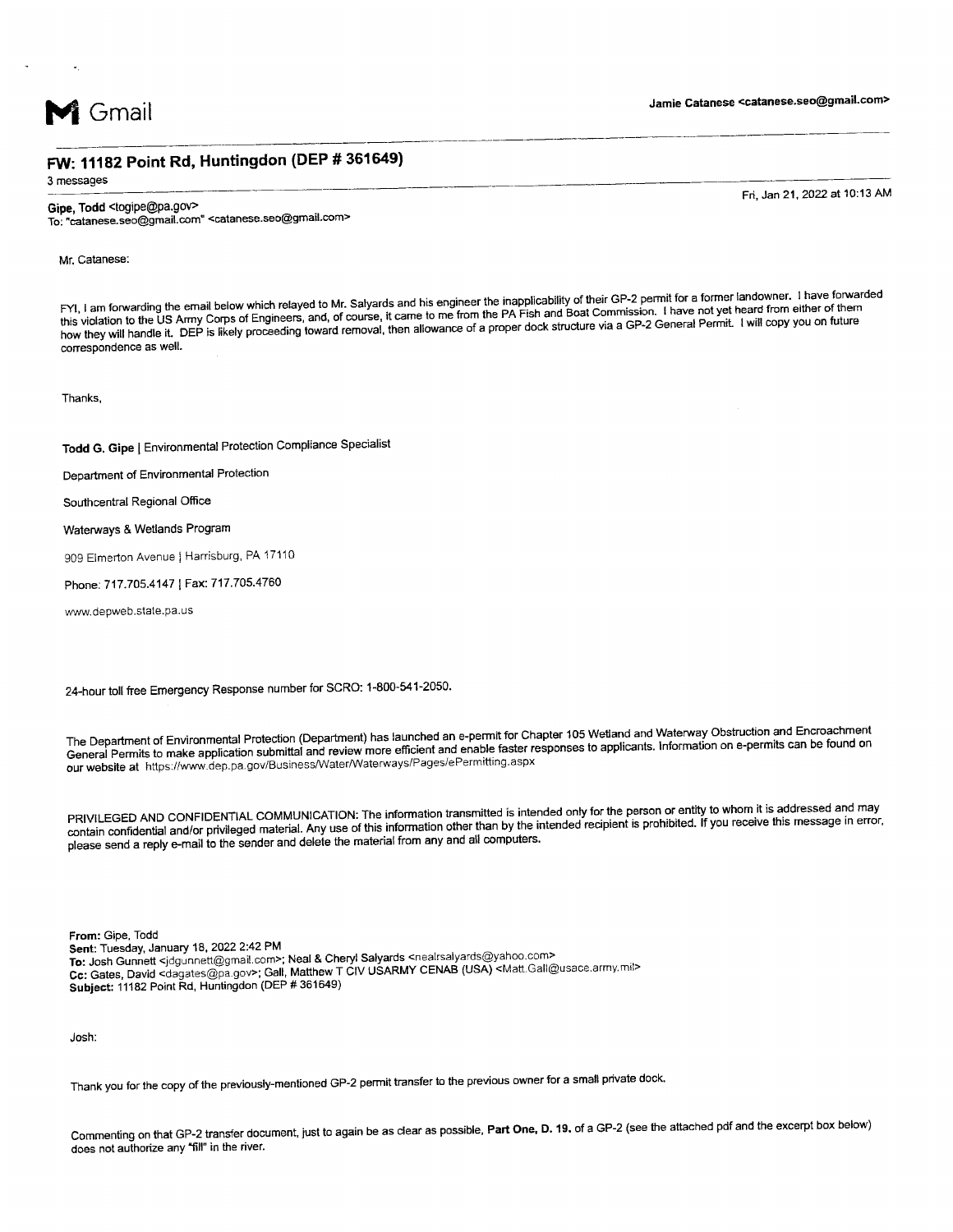**M** Gmail

**Jamie Catanese <catanese.seo@gmail.com>**

---

## FW: 11182 Point Rd, Huntingdon (DEP # 361649)

3 messages

---

**Gipe, Todd** <togipe@pa.gov>
To: "catanese.seo@gmail.com" <catanese.seo@gmail.com>

Fri, Jan 21, 2022 at 10:13 AM

Mr. Catanese:

FYI, I am forwarding the email below which relayed to Mr. Salyards and his engineer the inapplicability of their GP-2 permit for a former landowner. I have forwarded this violation to the US Army Corps of Engineers, and, of course, it came to me from the PA Fish and Boat Commission. I have not yet heard from either of them how they will handle it. DEP is likely proceeding toward removal, then allowance of a proper dock structure via a GP-2 General Permit. I will copy you on future correspondence as well.

Thanks,

**Todd G. Gipe** | Environmental Protection Compliance Specialist

Department of Environmental Protection

Southcentral Regional Office

Waterways & Wetlands Program

909 Elmerton Avenue | Harrisburg, PA 17110

Phone: 717.705.4147 | Fax: 717.705.4760

www.depweb.state.pa.us

24-hour toll free Emergency Response number for SCRO: 1-800-541-2050.

The Department of Environmental Protection (Department) has launched an e-permit for Chapter 105 Wetland and Waterway Obstruction and Encroachment General Permits to make application submittal and review more efficient and enable faster responses to applicants. Information on e-permits can be found on our website at https://www.dep.pa.gov/Business/Water/Waterways/Pages/ePermitting.aspx

PRIVILEGED AND CONFIDENTIAL COMMUNICATION: The information transmitted is intended only for the person or entity to whom it is addressed and may contain confidential and/or privileged material. Any use of this information other than by the intended recipient is prohibited. If you receive this message in error, please send a reply e-mail to the sender and delete the material from any and all computers.

**From:** Gipe, Todd
**Sent:** Tuesday, January 18, 2022 2:42 PM
**To:** Josh Gunnett <jdgunnett@gmail.com>; Neal & Cheryl Salyards <nealrsalyards@yahoo.com>
**Cc:** Gates, David <dagates@pa.gov>; Gall, Matthew T CIV USARMY CENAB (USA) <Matt.Gall@usace.army.mil>
**Subject:** 11182 Point Rd, Huntingdon (DEP # 361649)

Josh:

Thank you for the copy of the previously-mentioned GP-2 permit transfer to the previous owner for a small private dock.

Commenting on that GP-2 transfer document, just to again be as clear as possible, **Part One, D. 19.** of a GP-2 (see the attached pdf and the excerpt box below) does not authorize any "fill" in the river.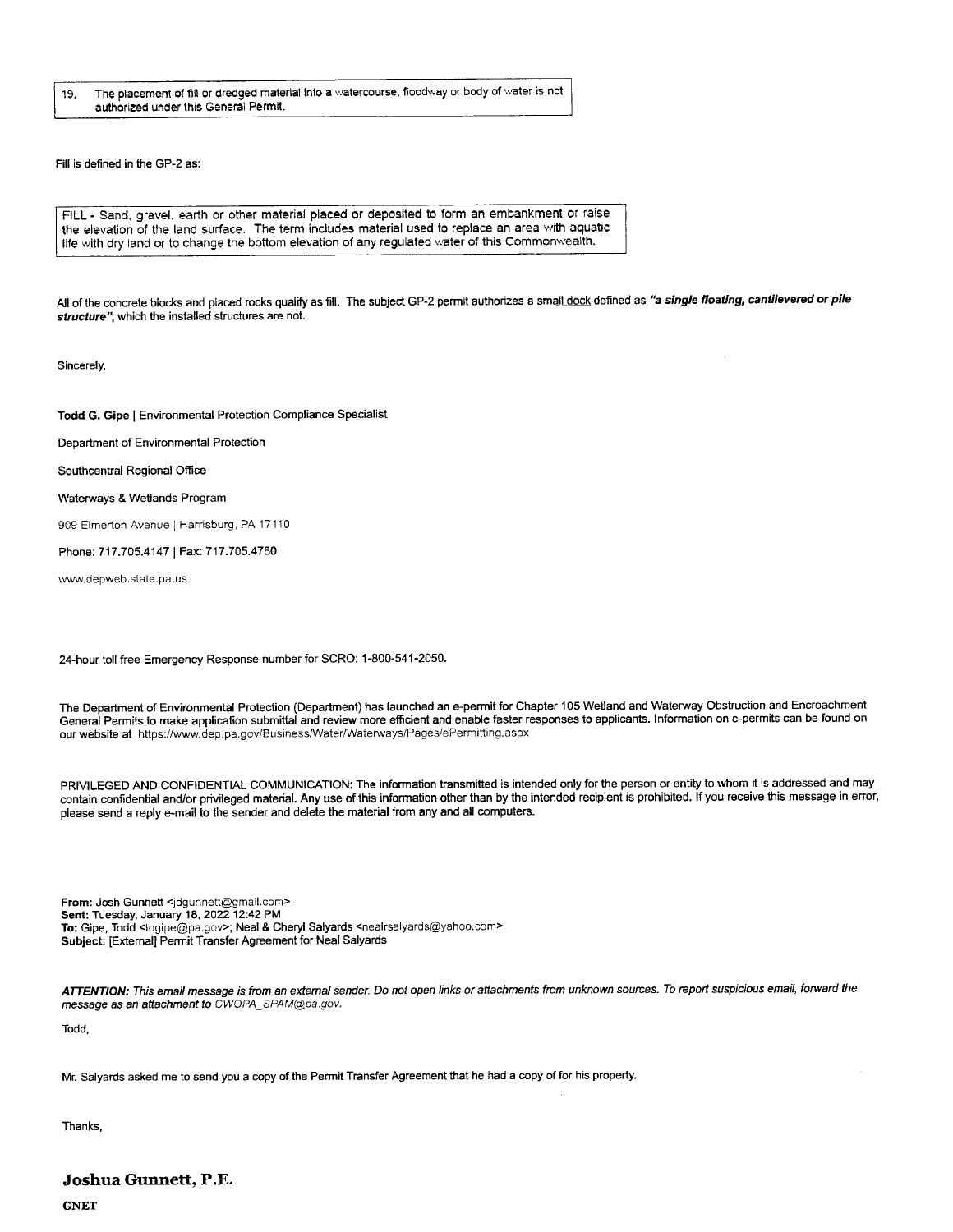> 19. The placement of fill or dredged material into a watercourse, floodway or body of water is not authorized under this General Permit.

Fill is defined in the GP-2 as:

> FILL - Sand, gravel, earth or other material placed or deposited to form an embankment or raise the elevation of the land surface. The term includes material used to replace an area with aquatic life with dry land or to change the bottom elevation of any regulated water of this Commonwealth.

All of the concrete blocks and placed rocks qualify as fill. The subject GP-2 permit authorizes a small dock defined as ***"a single floating, cantilevered or pile structure"***, which the installed structures are not.

Sincerely,

**Todd G. Gipe** | Environmental Protection Compliance Specialist

Department of Environmental Protection

Southcentral Regional Office

Waterways & Wetlands Program

909 Elmerton Avenue | Harrisburg, PA 17110

Phone: 717.705.4147 | Fax: 717.705.4760

www.depweb.state.pa.us

24-hour toll free Emergency Response number for SCRO: 1-800-541-2050.

The Department of Environmental Protection (Department) has launched an e-permit for Chapter 105 Wetland and Waterway Obstruction and Encroachment General Permits to make application submittal and review more efficient and enable faster responses to applicants. Information on e-permits can be found on our website at https://www.dep.pa.gov/Business/Water/Waterways/Pages/ePermitting.aspx

PRIVILEGED AND CONFIDENTIAL COMMUNICATION: The information transmitted is intended only for the person or entity to whom it is addressed and may contain confidential and/or privileged material. Any use of this information other than by the intended recipient is prohibited. If you receive this message in error, please send a reply e-mail to the sender and delete the material from any and all computers.

**From:** Josh Gunnett <jdgunnett@gmail.com>
**Sent:** Tuesday, January 18, 2022 12:42 PM
**To:** Gipe, Todd <togipe@pa.gov>; **Neal & Cheryl Salyards** <nealrsalyards@yahoo.com>
**Subject:** [External] Permit Transfer Agreement for Neal Salyards

***ATTENTION:*** *This email message is from an external sender. Do not open links or attachments from unknown sources. To report suspicious email, forward the message as an attachment to CWOPA_SPAM@pa.gov.*

Todd,

Mr. Salyards asked me to send you a copy of the Permit Transfer Agreement that he had a copy of for his property.

Thanks,

**Joshua Gunnett, P.E.**

**GNET**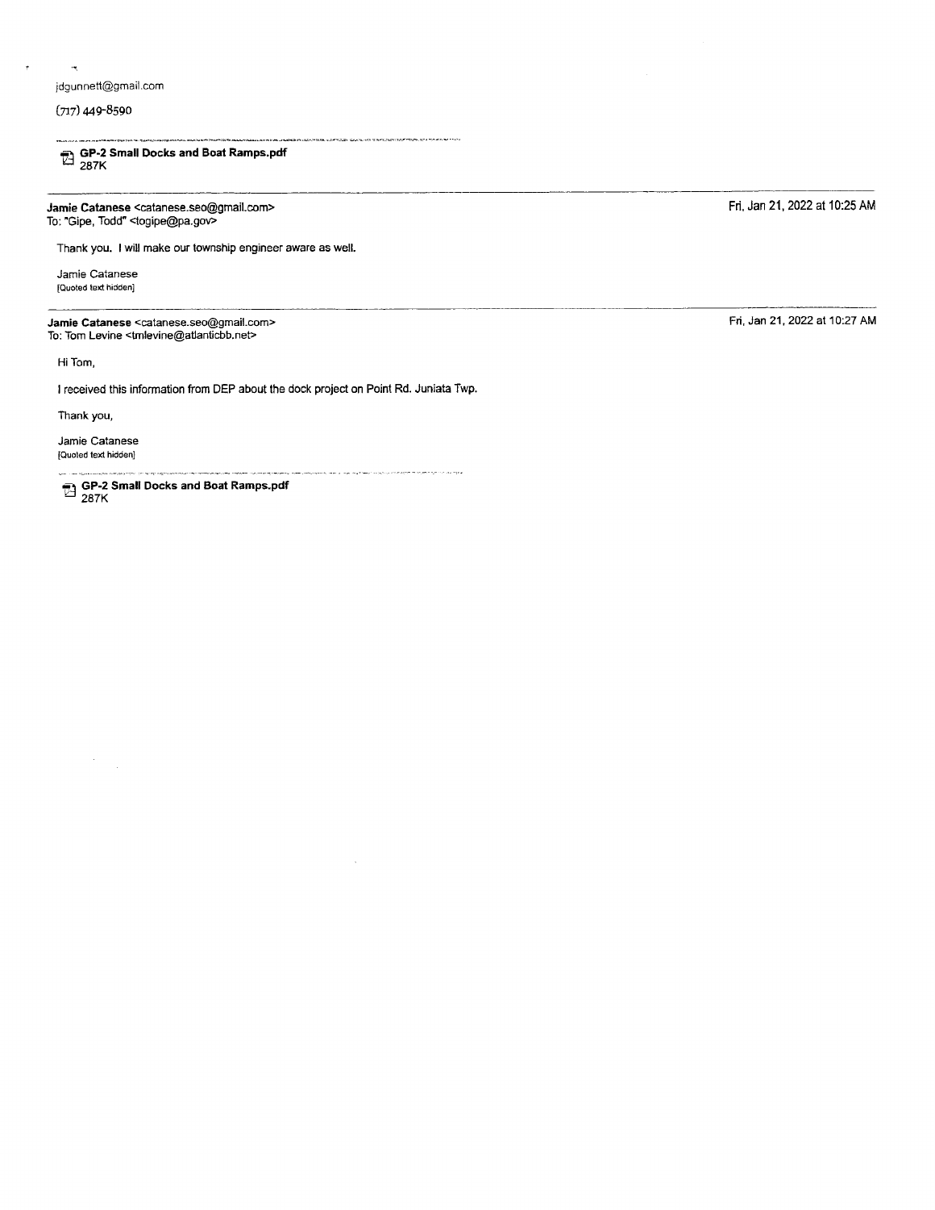jdgunnett@gmail.com

(717) 449-8590

---

GP-2 Small Docks and Boat Ramps.pdf
287K

---

**Jamie Catanese** <catanese.seo@gmail.com>
To: "Gipe, Todd" <togipe@pa.gov>

Fri, Jan 21, 2022 at 10:25 AM

Thank you. I will make our township engineer aware as well.

Jamie Catanese
[Quoted text hidden]

---

**Jamie Catanese** <catanese.seo@gmail.com>
To: Tom Levine <tmlevine@atlanticbb.net>

Fri, Jan 21, 2022 at 10:27 AM

Hi Tom,

I received this information from DEP about the dock project on Point Rd. Juniata Twp.

Thank you,

Jamie Catanese
[Quoted text hidden]

---

**GP-2 Small Docks and Boat Ramps.pdf**
287K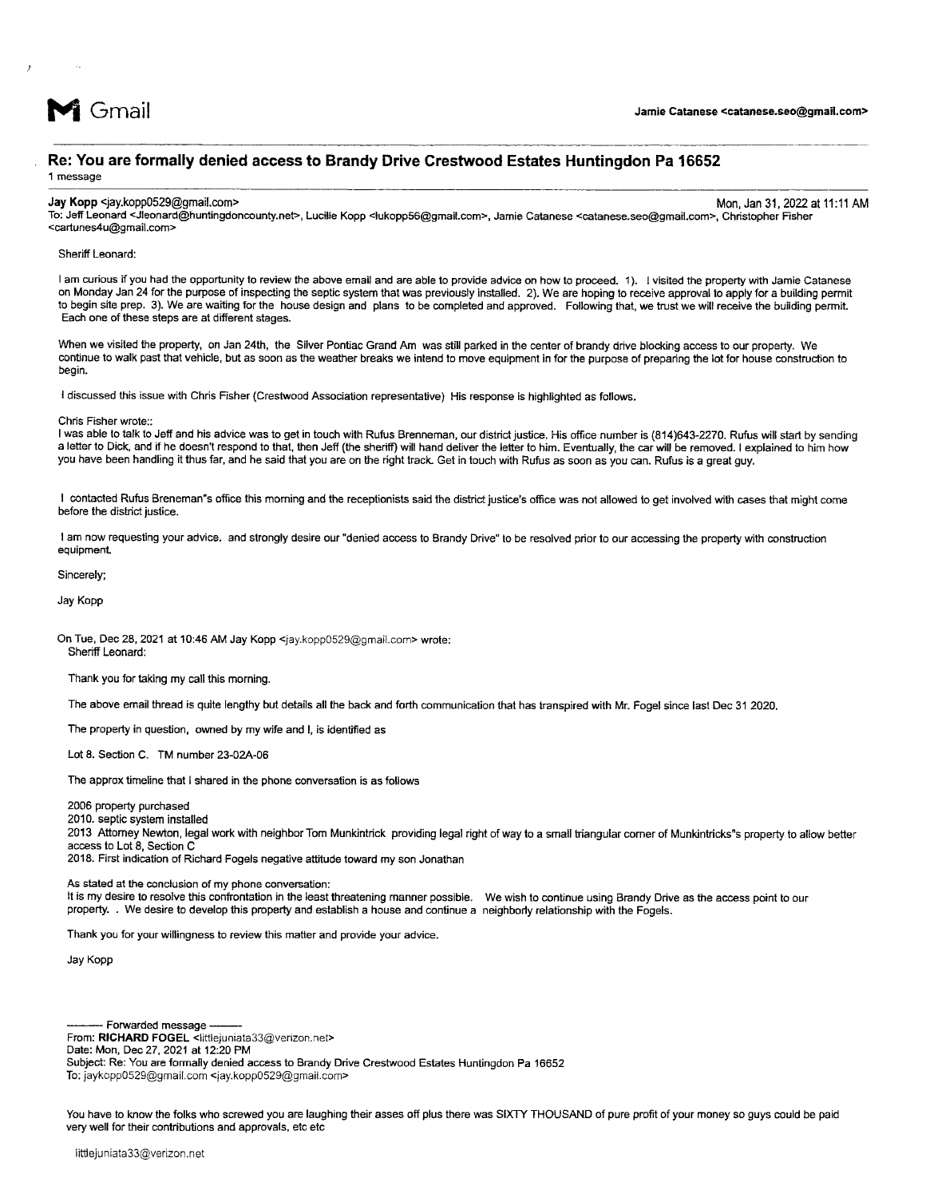**M** Gmail

**Jamie Catanese <catanese.seo@gmail.com>**

---

## Re: You are formally denied access to Brandy Drive Crestwood Estates Huntingdon Pa 16652

1 message

---

**Jay Kopp** <jay.kopp0529@gmail.com> Mon, Jan 31, 2022 at 11:11 AM

To: Jeff Leonard <Jleonard@huntingdoncounty.net>, Lucille Kopp <lukopp56@gmail.com>, Jamie Catanese <catanese.seo@gmail.com>, Christopher Fisher <cartunes4u@gmail.com>

Sheriff Leonard:

I am curious if you had the opportunity to review the above email and are able to provide advice on how to proceed. 1). I visited the property with Jamie Catanese on Monday Jan 24 for the purpose of inspecting the septic system that was previously installed. 2). We are hoping to receive approval to apply for a building permit to begin site prep. 3). We are waiting for the house design and plans to be completed and approved. Following that, we trust we will receive the building permit. Each one of these steps are at different stages.

When we visited the property, on Jan 24th, the Silver Pontiac Grand Am was still parked in the center of brandy drive blocking access to our property. We continue to walk past that vehicle, but as soon as the weather breaks we intend to move equipment in for the purpose of preparing the lot for house construction to begin.

I discussed this issue with Chris Fisher (Crestwood Association representative) His response is highlighted as follows.

Chris Fisher wrote::
I was able to talk to Jeff and his advice was to get in touch with Rufus Brenneman, our district justice. His office number is (814)643-2270. Rufus will start by sending a letter to Dick, and if he doesn't respond to that, then Jeff (the sheriff) will hand deliver the letter to him. Eventually, the car will be removed. I explained to him how you have been handling it thus far, and he said that you are on the right track. Get in touch with Rufus as soon as you can. Rufus is a great guy.

I contacted Rufus Breneman"s office this morning and the receptionists said the district justice's office was not allowed to get involved with cases that might come before the district justice.

I am now requesting your advice. and strongly desire our "denied access to Brandy Drive" to be resolved prior to our accessing the property with construction equipment.

Sincerely;

Jay Kopp

On Tue, Dec 28, 2021 at 10:46 AM Jay Kopp <jay.kopp0529@gmail.com> wrote:

Sheriff Leonard:

Thank you for taking my call this morning.

The above email thread is quite lengthy but details all the back and forth communication that has transpired with Mr. Fogel since last Dec 31 2020.

The property in question, owned by my wife and I, is identified as

Lot 8. Section C. TM number 23-02A-06

The approx timeline that I shared in the phone conversation is as follows

2006 property purchased
2010. septic system installed
2013 Attorney Newton, legal work with neighbor Tom Munkintrick providing legal right of way to a small triangular corner of Munkintricks"s property to allow better access to Lot 8, Section C
2018. First indication of Richard Fogels negative attitude toward my son Jonathan

As stated at the conclusion of my phone conversation:
It is my desire to resolve this confrontation in the least threatening manner possible. We wish to continue using Brandy Drive as the access point to our property. . We desire to develop this property and establish a house and continue a neighborly relationship with the Fogels.

Thank you for your willingness to review this matter and provide your advice.

Jay Kopp

---------- Forwarded message ----------
From: **RICHARD FOGEL** <littlejuniata33@verizon.net>
Date: Mon, Dec 27, 2021 at 12:20 PM
Subject: Re: You are formally denied access to Brandy Drive Crestwood Estates Huntingdon Pa 16652
To: jaykopp0529@gmail.com <jay.kopp0529@gmail.com>

You have to know the folks who screwed you are laughing their asses off plus there was SIXTY THOUSAND of pure profit of your money so guys could be paid very well for their contributions and approvals, etc etc

littlejuniata33@verizon.net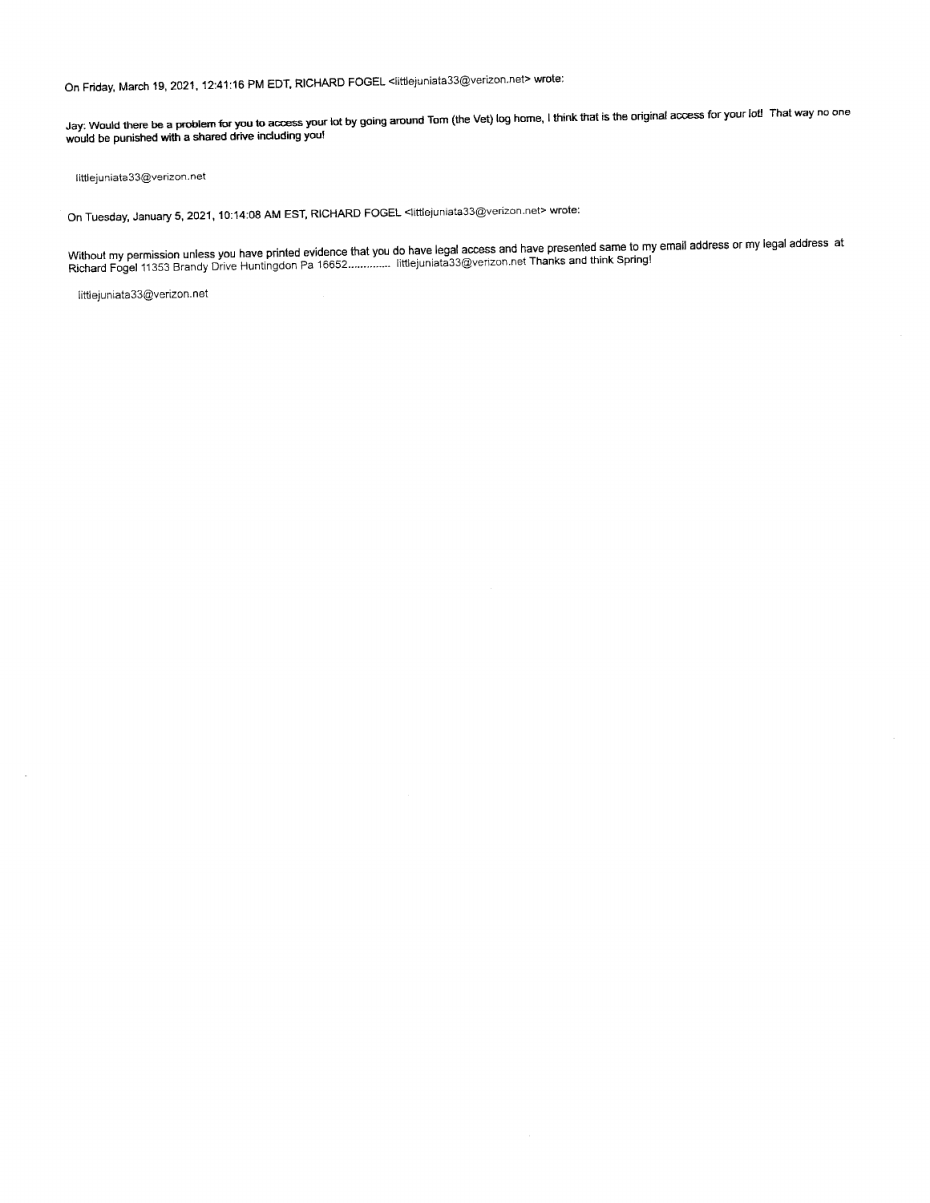On Friday, March 19, 2021, 12:41:16 PM EDT, RICHARD FOGEL <littlejuniata33@verizon.net> wrote:

**Jay: Would there be a problem for you to access your lot by going around Tom (the Vet) log home, I think that is the original access for your lot! That way no one would be punished with a shared drive including you!**

littlejuniata33@verizon.net

On Tuesday, January 5, 2021, 10:14:08 AM EST, RICHARD FOGEL <littlejuniata33@verizon.net> wrote:

Without my permission unless you have printed evidence that you do have legal access and have presented same to my email address or my legal address at Richard Fogel 11353 Brandy Drive Huntingdon Pa 16652.............. littlejuniata33@verizon.net Thanks and think Spring!

littlejuniata33@verizon.net